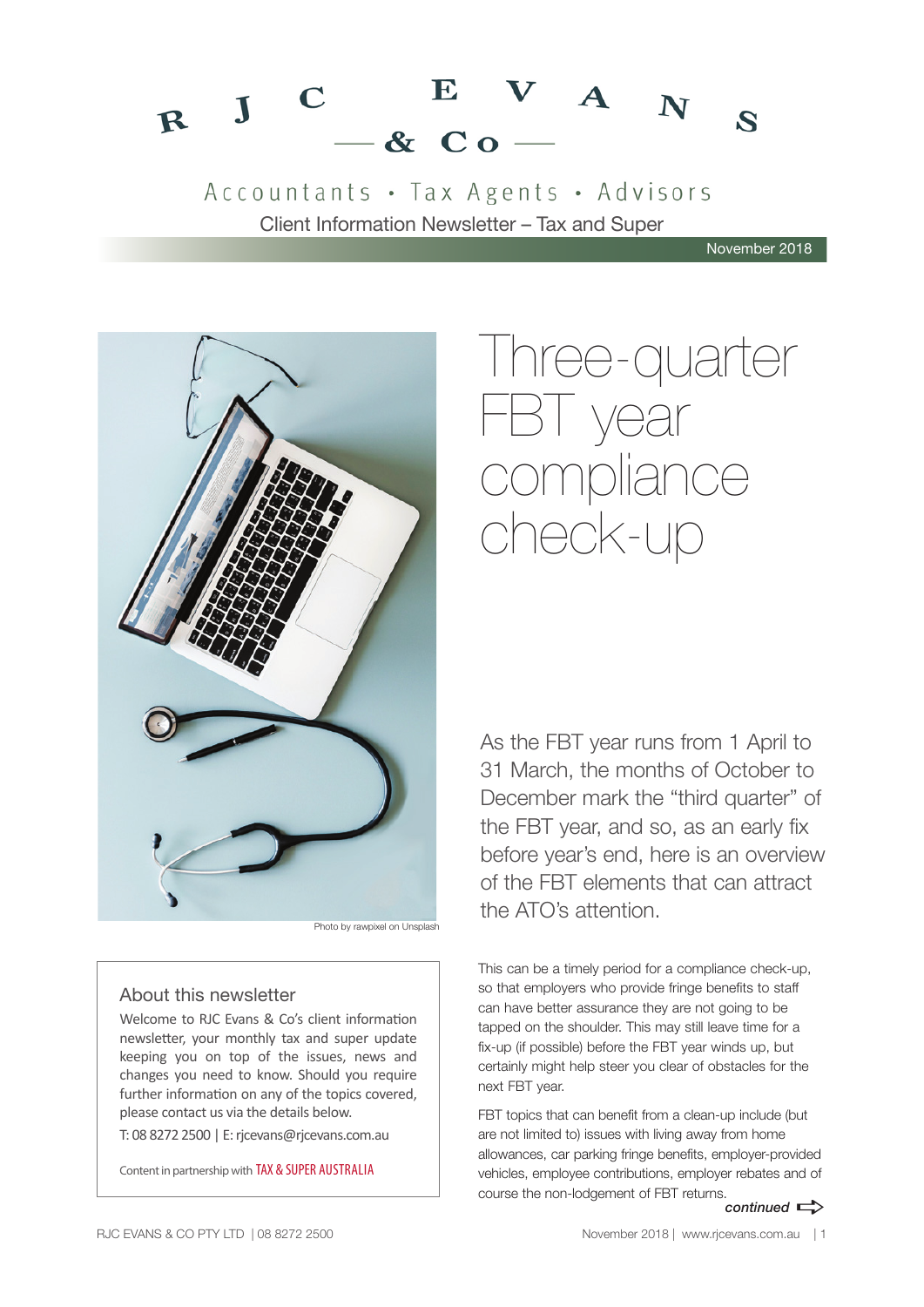# RJC EVANS & Co

Accountants • Tax Agents • Advisors

Client Information Newsletter – Tax and Super

November 2018

Photo by rawpixel on Unsplash

## About this newsletter

Welcome to RJC Evans & Co's client information newsletter, your monthly tax and super update keeping you on top of the issues, news and changes you need to know. Should you require further information on any of the topics covered, please contact us via the details below.

T: 08 8272 2500 | E: rjcevans@rjcevans.com.au

Content in partnership with TAX & SUPER AUSTRALIA

# Three-quarter FBT year compliance check-up

As the FBT year runs from 1 April to 31 March, the months of October to December mark the "third quarter" of the FBT year, and so, as an early fix before year's end, here is an overview of the FBT elements that can attract the ATO's attention.

This can be a timely period for a compliance check-up, so that employers who provide fringe benefits to staff can have better assurance they are not going to be tapped on the shoulder. This may still leave time for a fix-up (if possible) before the FBT year winds up, but certainly might help steer you clear of obstacles for the next FBT year.

FBT topics that can benefit from a clean-up include (but are not limited to) issues with living away from home allowances, car parking fringe benefits, employer-provided vehicles, employee contributions, employer rebates and of course the non-lodgement of FBT returns.

*continued*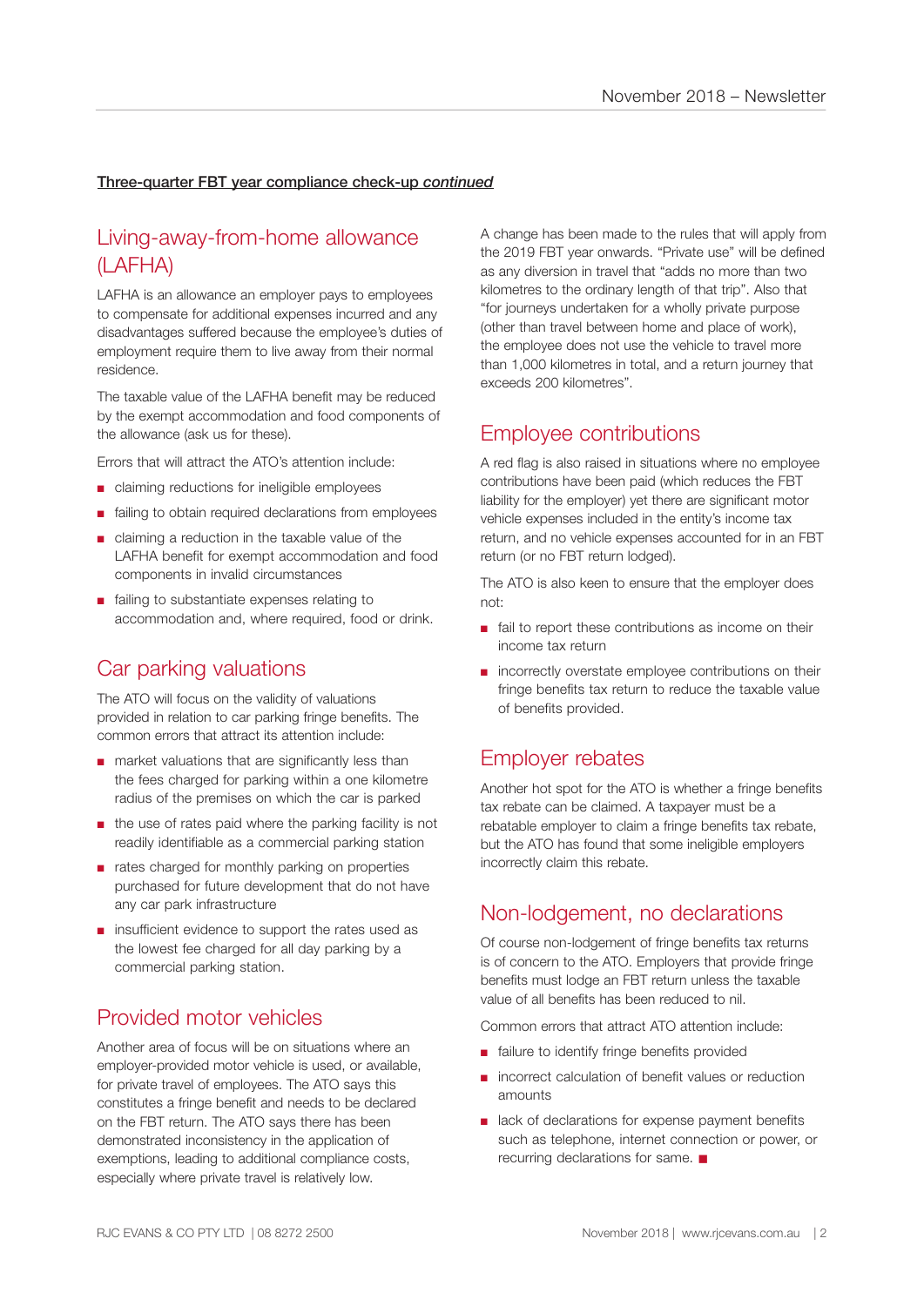**Three-quarter FBT year compliance check-up *continued***

## Living-away-from-home allowance (LAFHA)

LAFHA is an allowance an employer pays to employees to compensate for additional expenses incurred and any disadvantages suffered because the employee's duties of employment require them to live away from their normal residence.

The taxable value of the LAFHA benefit may be reduced by the exempt accommodation and food components of the allowance (ask us for these).

Errors that will attract the ATO's attention include:

- claiming reductions for ineligible employees
- failing to obtain required declarations from employees
- claiming a reduction in the taxable value of the LAFHA benefit for exempt accommodation and food components in invalid circumstances
- failing to substantiate expenses relating to accommodation and, where required, food or drink.

## Car parking valuations

The ATO will focus on the validity of valuations provided in relation to car parking fringe benefits. The common errors that attract its attention include:

- market valuations that are significantly less than the fees charged for parking within a one kilometre radius of the premises on which the car is parked
- the use of rates paid where the parking facility is not readily identifiable as a commercial parking station
- rates charged for monthly parking on properties purchased for future development that do not have any car park infrastructure
- insufficient evidence to support the rates used as the lowest fee charged for all day parking by a commercial parking station.

## Provided motor vehicles

Another area of focus will be on situations where an employer-provided motor vehicle is used, or available, for private travel of employees. The ATO says this constitutes a fringe benefit and needs to be declared on the FBT return. The ATO says there has been demonstrated inconsistency in the application of exemptions, leading to additional compliance costs, especially where private travel is relatively low.

A change has been made to the rules that will apply from the 2019 FBT year onwards. "Private use" will be defined as any diversion in travel that "adds no more than two kilometres to the ordinary length of that trip". Also that "for journeys undertaken for a wholly private purpose (other than travel between home and place of work), the employee does not use the vehicle to travel more than 1,000 kilometres in total, and a return journey that exceeds 200 kilometres".

## Employee contributions

A red flag is also raised in situations where no employee contributions have been paid (which reduces the FBT liability for the employer) yet there are significant motor vehicle expenses included in the entity's income tax return, and no vehicle expenses accounted for in an FBT return (or no FBT return lodged).

The ATO is also keen to ensure that the employer does not:

- fail to report these contributions as income on their income tax return
- incorrectly overstate employee contributions on their fringe benefits tax return to reduce the taxable value of benefits provided.

## Employer rebates

Another hot spot for the ATO is whether a fringe benefits tax rebate can be claimed. A taxpayer must be a rebatable employer to claim a fringe benefits tax rebate, but the ATO has found that some ineligible employers incorrectly claim this rebate.

## Non-lodgement, no declarations

Of course non-lodgement of fringe benefits tax returns is of concern to the ATO. Employers that provide fringe benefits must lodge an FBT return unless the taxable value of all benefits has been reduced to nil.

Common errors that attract ATO attention include:

- failure to identify fringe benefits provided
- incorrect calculation of benefit values or reduction amounts
- lack of declarations for expense payment benefits such as telephone, internet connection or power, or recurring declarations for same. ■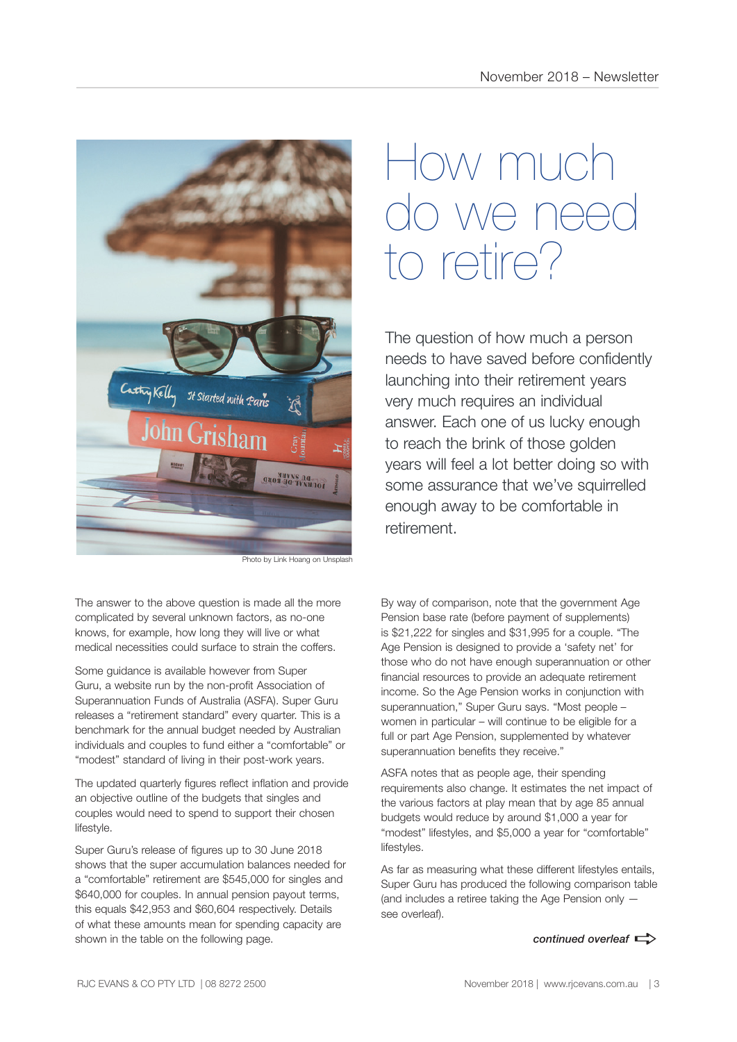# How much do we need to retire?

The question of how much a person needs to have saved before confidently launching into their retirement years very much requires an individual answer. Each one of us lucky enough to reach the brink of those golden years will feel a lot better doing so with some assurance that we've squirrelled enough away to be comfortable in retirement.

Photo by Link Hoang on Unsplash

The answer to the above question is made all the more complicated by several unknown factors, as no-one knows, for example, how long they will live or what medical necessities could surface to strain the coffers.

Some guidance is available however from Super Guru, a website run by the non-profit Association of Superannuation Funds of Australia (ASFA). Super Guru releases a "retirement standard" every quarter. This is a benchmark for the annual budget needed by Australian individuals and couples to fund either a "comfortable" or "modest" standard of living in their post-work years.

The updated quarterly figures reflect inflation and provide an objective outline of the budgets that singles and couples would need to spend to support their chosen lifestyle.

Super Guru's release of figures up to 30 June 2018 shows that the super accumulation balances needed for a "comfortable" retirement are $545,000 for singles and $640,000 for couples. In annual pension payout terms, this equals $42,953 and $60,604 respectively. Details of what these amounts mean for spending capacity are shown in the table on the following page.

By way of comparison, note that the government Age Pension base rate (before payment of supplements) is $21,222 for singles and $31,995 for a couple. "The Age Pension is designed to provide a 'safety net' for those who do not have enough superannuation or other financial resources to provide an adequate retirement income. So the Age Pension works in conjunction with superannuation," Super Guru says. "Most people – women in particular – will continue to be eligible for a full or part Age Pension, supplemented by whatever superannuation benefits they receive."

ASFA notes that as people age, their spending requirements also change. It estimates the net impact of the various factors at play mean that by age 85 annual budgets would reduce by around $1,000 a year for "modest" lifestyles, and $5,000 a year for "comfortable" lifestyles.

As far as measuring what these different lifestyles entails, Super Guru has produced the following comparison table (and includes a retiree taking the Age Pension only — see overleaf).

***continued overleaf***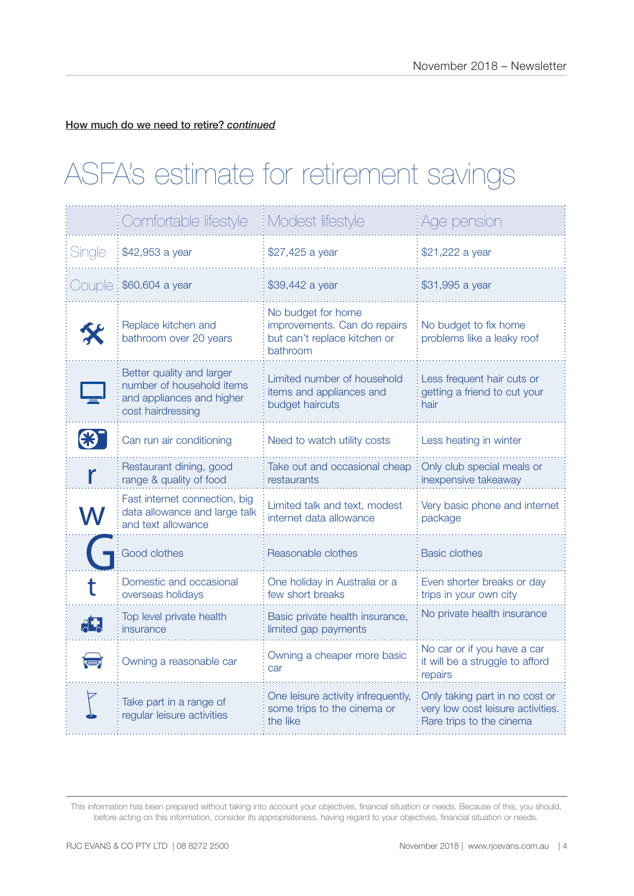**How much do we need to retire? *continued***

# ASFA's estimate for retirement savings

| | Comfortable lifestyle | Modest lifestyle | Age pension |
|---|---|---|---|
| Single | $42,953 a year | $27,425 a year | $21,222 a year |
| Couple | $60,604 a year | $39,442 a year | $31,995 a year |
| | Replace kitchen and bathroom over 20 years | No budget for home improvements. Can do repairs but can't replace kitchen or bathroom | No budget to fix home problems like a leaky roof |
| | Better quality and larger number of household items and appliances and higher cost hairdressing | Limited number of household items and appliances and budget haircuts | Less frequent hair cuts or getting a friend to cut your hair |
| | Can run air conditioning | Need to watch utility costs | Less heating in winter |
| | Restaurant dining, good range & quality of food | Take out and occasional cheap restaurants | Only club special meals or inexpensive takeaway |
| | Fast internet connection, big data allowance and large talk and text allowance | Limited talk and text, modest internet data allowance | Very basic phone and internet package |
| | Good clothes | Reasonable clothes | Basic clothes |
| | Domestic and occasional overseas holidays | One holiday in Australia or a few short breaks | Even shorter breaks or day trips in your own city |
| | Top level private health insurance | Basic private health insurance, limited gap payments | No private health insurance |
| | Owning a reasonable car | Owning a cheaper more basic car | No car or if you have a car it will be a struggle to afford repairs |
| | Take part in a range of regular leisure activities | One leisure activity infrequently, some trips to the cinema or the like | Only taking part in no cost or very low cost leisure activities. Rare trips to the cinema |

This information has been prepared without taking into account your objectives, financial situation or needs. Because of this, you should, before acting on this information, consider its appropriateness, having regard to your objectives, financial situation or needs.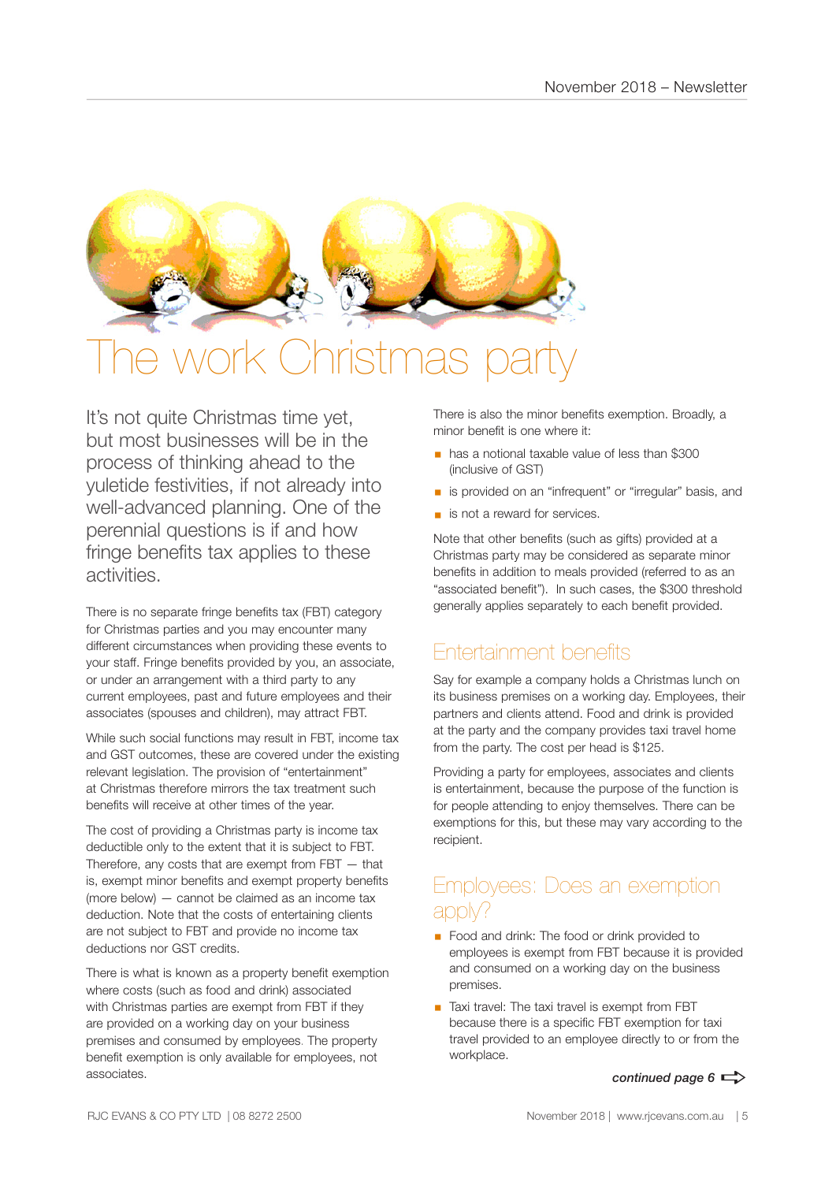# The work Christmas party

It's not quite Christmas time yet, but most businesses will be in the process of thinking ahead to the yuletide festivities, if not already into well-advanced planning. One of the perennial questions is if and how fringe benefits tax applies to these activities.

There is no separate fringe benefits tax (FBT) category for Christmas parties and you may encounter many different circumstances when providing these events to your staff. Fringe benefits provided by you, an associate, or under an arrangement with a third party to any current employees, past and future employees and their associates (spouses and children), may attract FBT.

While such social functions may result in FBT, income tax and GST outcomes, these are covered under the existing relevant legislation. The provision of "entertainment" at Christmas therefore mirrors the tax treatment such benefits will receive at other times of the year.

The cost of providing a Christmas party is income tax deductible only to the extent that it is subject to FBT. Therefore, any costs that are exempt from FBT — that is, exempt minor benefits and exempt property benefits (more below) — cannot be claimed as an income tax deduction. Note that the costs of entertaining clients are not subject to FBT and provide no income tax deductions nor GST credits.

There is what is known as a property benefit exemption where costs (such as food and drink) associated with Christmas parties are exempt from FBT if they are provided on a working day on your business premises and consumed by employees. The property benefit exemption is only available for employees, not associates.

There is also the minor benefits exemption. Broadly, a minor benefit is one where it:

- has a notional taxable value of less than $300 (inclusive of GST)
- is provided on an "infrequent" or "irregular" basis, and
- is not a reward for services.

Note that other benefits (such as gifts) provided at a Christmas party may be considered as separate minor benefits in addition to meals provided (referred to as an "associated benefit"). In such cases, the $300 threshold generally applies separately to each benefit provided.

## Entertainment benefits

Say for example a company holds a Christmas lunch on its business premises on a working day. Employees, their partners and clients attend. Food and drink is provided at the party and the company provides taxi travel home from the party. The cost per head is $125.

Providing a party for employees, associates and clients is entertainment, because the purpose of the function is for people attending to enjoy themselves. There can be exemptions for this, but these may vary according to the recipient.

## Employees: Does an exemption apply?

- Food and drink: The food or drink provided to employees is exempt from FBT because it is provided and consumed on a working day on the business premises.
- Taxi travel: The taxi travel is exempt from FBT because there is a specific FBT exemption for taxi travel provided to an employee directly to or from the workplace.

***continued page 6***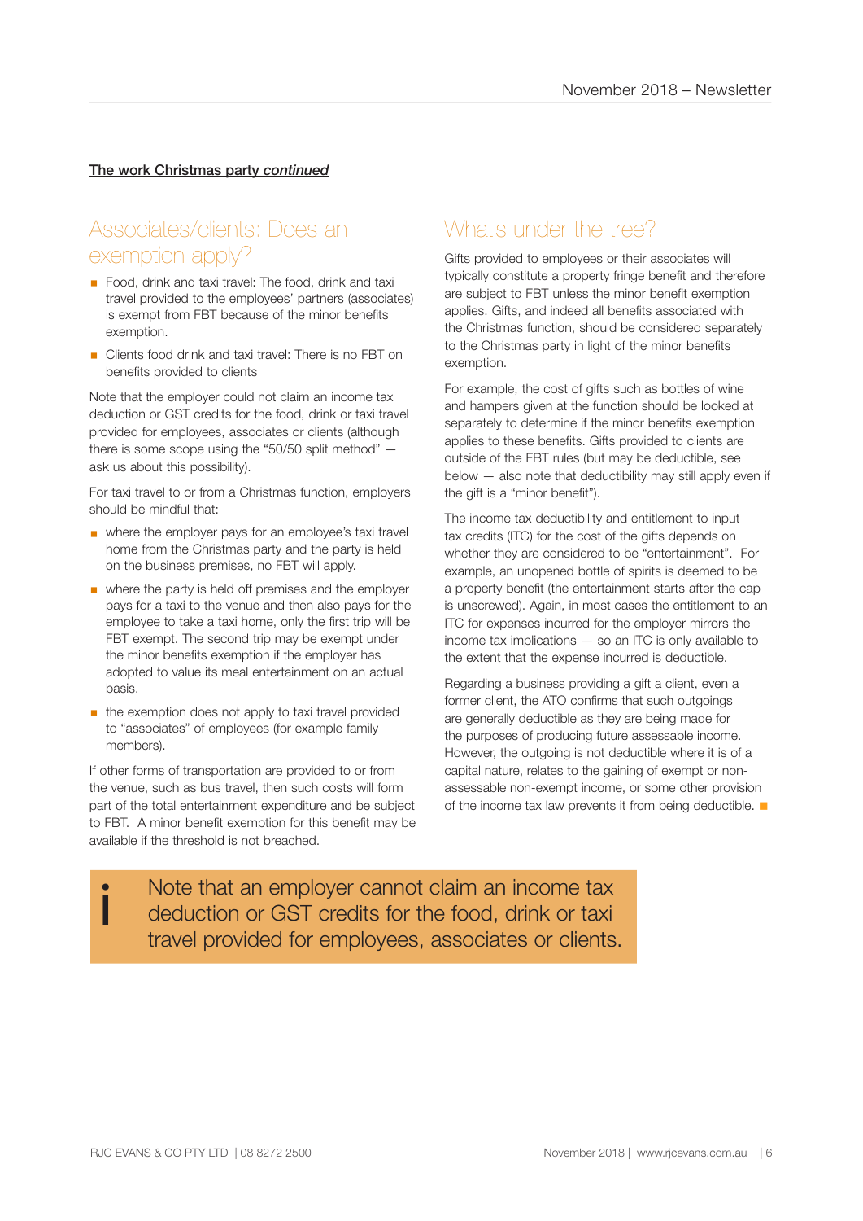**<u>The work Christmas party *continued*</u>**

## Associates/clients: Does an exemption apply?

- Food, drink and taxi travel: The food, drink and taxi travel provided to the employees' partners (associates) is exempt from FBT because of the minor benefits exemption.
- Clients food drink and taxi travel: There is no FBT on benefits provided to clients

Note that the employer could not claim an income tax deduction or GST credits for the food, drink or taxi travel provided for employees, associates or clients (although there is some scope using the "50/50 split method" — ask us about this possibility).

For taxi travel to or from a Christmas function, employers should be mindful that:

- where the employer pays for an employee's taxi travel home from the Christmas party and the party is held on the business premises, no FBT will apply.
- where the party is held off premises and the employer pays for a taxi to the venue and then also pays for the employee to take a taxi home, only the first trip will be FBT exempt. The second trip may be exempt under the minor benefits exemption if the employer has adopted to value its meal entertainment on an actual basis.
- the exemption does not apply to taxi travel provided to "associates" of employees (for example family members).

If other forms of transportation are provided to or from the venue, such as bus travel, then such costs will form part of the total entertainment expenditure and be subject to FBT. A minor benefit exemption for this benefit may be available if the threshold is not breached.

## What's under the tree?

Gifts provided to employees or their associates will typically constitute a property fringe benefit and therefore are subject to FBT unless the minor benefit exemption applies. Gifts, and indeed all benefits associated with the Christmas function, should be considered separately to the Christmas party in light of the minor benefits exemption.

For example, the cost of gifts such as bottles of wine and hampers given at the function should be looked at separately to determine if the minor benefits exemption applies to these benefits. Gifts provided to clients are outside of the FBT rules (but may be deductible, see below — also note that deductibility may still apply even if the gift is a "minor benefit").

The income tax deductibility and entitlement to input tax credits (ITC) for the cost of the gifts depends on whether they are considered to be "entertainment". For example, an unopened bottle of spirits is deemed to be a property benefit (the entertainment starts after the cap is unscrewed). Again, in most cases the entitlement to an ITC for expenses incurred for the employer mirrors the income tax implications — so an ITC is only available to the extent that the expense incurred is deductible.

Regarding a business providing a gift a client, even a former client, the ATO confirms that such outgoings are generally deductible as they are being made for the purposes of producing future assessable income. However, the outgoing is not deductible where it is of a capital nature, relates to the gaining of exempt or non-assessable non-exempt income, or some other provision of the income tax law prevents it from being deductible. ■

> Note that an employer cannot claim an income tax deduction or GST credits for the food, drink or taxi travel provided for employees, associates or clients.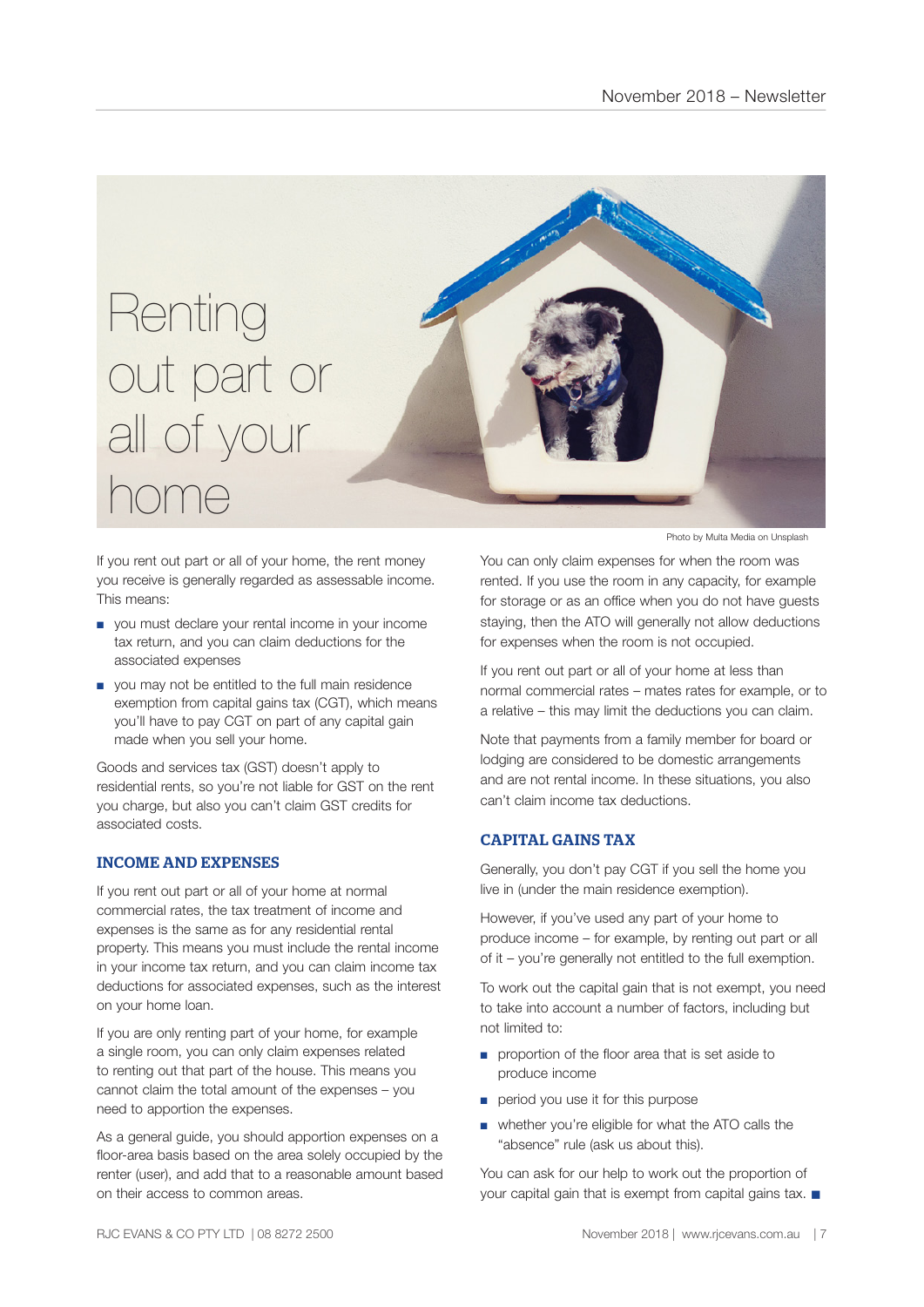# Renting out part or all of your home

Photo by Multa Media on Unsplash

If you rent out part or all of your home, the rent money you receive is generally regarded as assessable income. This means:

- you must declare your rental income in your income tax return, and you can claim deductions for the associated expenses
- you may not be entitled to the full main residence exemption from capital gains tax (CGT), which means you'll have to pay CGT on part of any capital gain made when you sell your home.

Goods and services tax (GST) doesn't apply to residential rents, so you're not liable for GST on the rent you charge, but also you can't claim GST credits for associated costs.

## INCOME AND EXPENSES

If you rent out part or all of your home at normal commercial rates, the tax treatment of income and expenses is the same as for any residential rental property. This means you must include the rental income in your income tax return, and you can claim income tax deductions for associated expenses, such as the interest on your home loan.

If you are only renting part of your home, for example a single room, you can only claim expenses related to renting out that part of the house. This means you cannot claim the total amount of the expenses – you need to apportion the expenses.

As a general guide, you should apportion expenses on a floor-area basis based on the area solely occupied by the renter (user), and add that to a reasonable amount based on their access to common areas.

You can only claim expenses for when the room was rented. If you use the room in any capacity, for example for storage or as an office when you do not have guests staying, then the ATO will generally not allow deductions for expenses when the room is not occupied.

If you rent out part or all of your home at less than normal commercial rates – mates rates for example, or to a relative – this may limit the deductions you can claim.

Note that payments from a family member for board or lodging are considered to be domestic arrangements and are not rental income. In these situations, you also can't claim income tax deductions.

## CAPITAL GAINS TAX

Generally, you don't pay CGT if you sell the home you live in (under the main residence exemption).

However, if you've used any part of your home to produce income – for example, by renting out part or all of it – you're generally not entitled to the full exemption.

To work out the capital gain that is not exempt, you need to take into account a number of factors, including but not limited to:

- proportion of the floor area that is set aside to produce income
- period you use it for this purpose
- whether you're eligible for what the ATO calls the "absence" rule (ask us about this).

You can ask for our help to work out the proportion of your capital gain that is exempt from capital gains tax. ■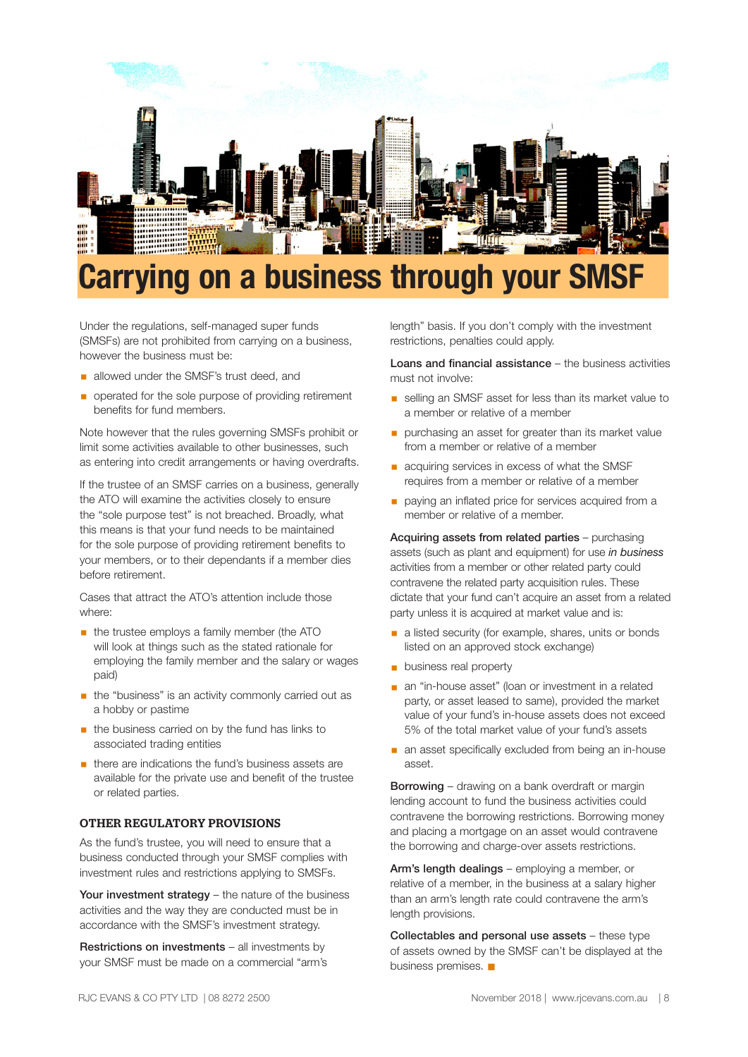# Carrying on a business through your SMSF

Under the regulations, self-managed super funds (SMSFs) are not prohibited from carrying on a business, however the business must be:

- allowed under the SMSF's trust deed, and
- operated for the sole purpose of providing retirement benefits for fund members.

Note however that the rules governing SMSFs prohibit or limit some activities available to other businesses, such as entering into credit arrangements or having overdrafts.

If the trustee of an SMSF carries on a business, generally the ATO will examine the activities closely to ensure the "sole purpose test" is not breached. Broadly, what this means is that your fund needs to be maintained for the sole purpose of providing retirement benefits to your members, or to their dependants if a member dies before retirement.

Cases that attract the ATO's attention include those where:

- the trustee employs a family member (the ATO will look at things such as the stated rationale for employing the family member and the salary or wages paid)
- the "business" is an activity commonly carried out as a hobby or pastime
- the business carried on by the fund has links to associated trading entities
- there are indications the fund's business assets are available for the private use and benefit of the trustee or related parties.

### OTHER REGULATORY PROVISIONS

As the fund's trustee, you will need to ensure that a business conducted through your SMSF complies with investment rules and restrictions applying to SMSFs.

**Your investment strategy** – the nature of the business activities and the way they are conducted must be in accordance with the SMSF's investment strategy.

**Restrictions on investments** – all investments by your SMSF must be made on a commercial "arm's length" basis. If you don't comply with the investment restrictions, penalties could apply.

**Loans and financial assistance** – the business activities must not involve:

- selling an SMSF asset for less than its market value to a member or relative of a member
- purchasing an asset for greater than its market value from a member or relative of a member
- acquiring services in excess of what the SMSF requires from a member or relative of a member
- paying an inflated price for services acquired from a member or relative of a member.

**Acquiring assets from related parties** – purchasing assets (such as plant and equipment) for use *in business* activities from a member or other related party could contravene the related party acquisition rules. These dictate that your fund can't acquire an asset from a related party unless it is acquired at market value and is:

- a listed security (for example, shares, units or bonds listed on an approved stock exchange)
- business real property
- an "in-house asset" (loan or investment in a related party, or asset leased to same), provided the market value of your fund's in-house assets does not exceed 5% of the total market value of your fund's assets
- an asset specifically excluded from being an in-house asset.

**Borrowing** – drawing on a bank overdraft or margin lending account to fund the business activities could contravene the borrowing restrictions. Borrowing money and placing a mortgage on an asset would contravene the borrowing and charge-over assets restrictions.

**Arm's length dealings** – employing a member, or relative of a member, in the business at a salary higher than an arm's length rate could contravene the arm's length provisions.

**Collectables and personal use assets** – these type of assets owned by the SMSF can't be displayed at the business premises. ■